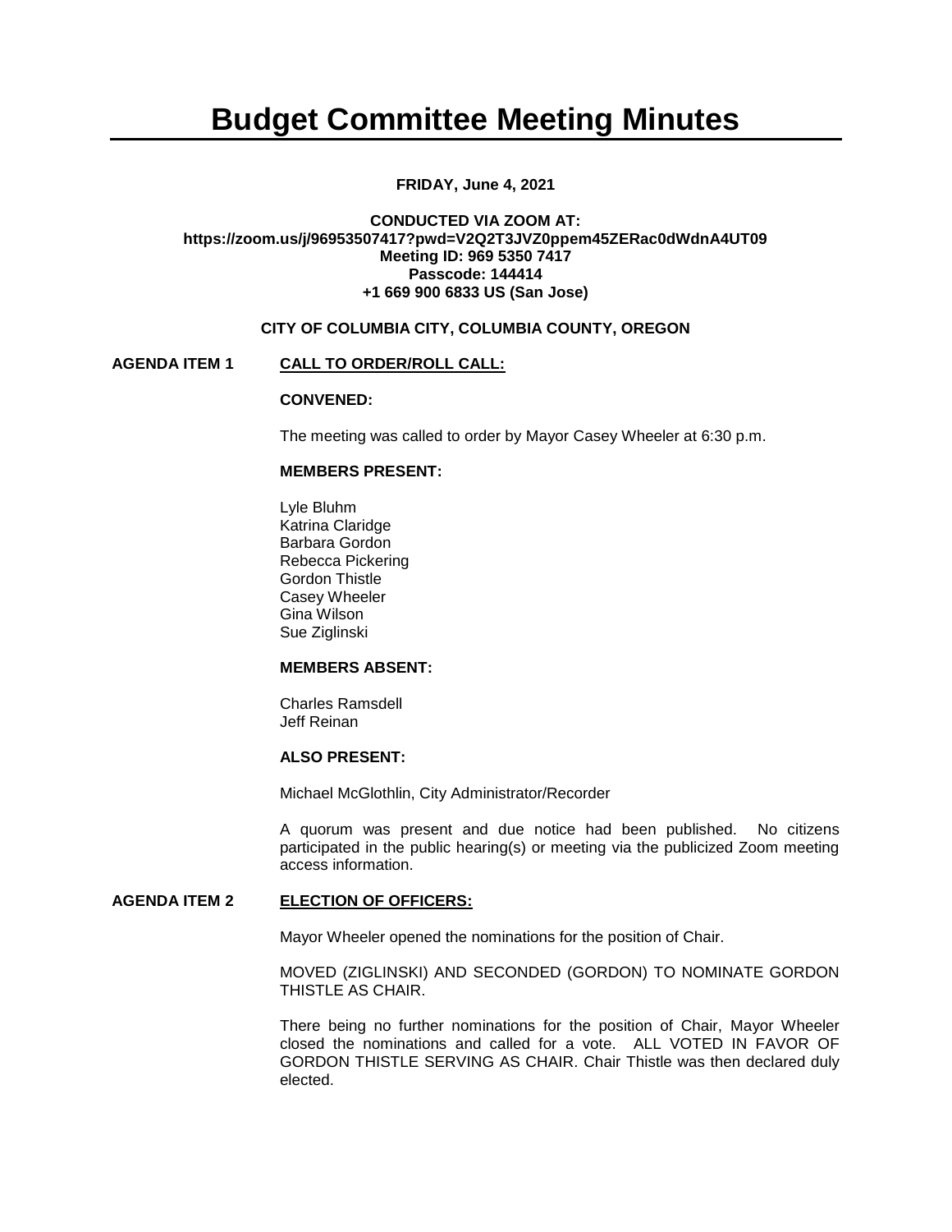# Budget Committee Meeting Minutes

**FRIDAY, June 4, 2021**

**CONDUCTED VIA ZOOM AT:**
**https://zoom.us/j/96953507417?pwd=V2Q2T3JVZ0ppem45ZERac0dWdnA4UT09**
**Meeting ID: 969 5350 7417**
**Passcode: 144414**
**+1 669 900 6833 US (San Jose)**

**CITY OF COLUMBIA CITY, COLUMBIA COUNTY, OREGON**

## AGENDA ITEM 1 — CALL TO ORDER/ROLL CALL:

**CONVENED:**

The meeting was called to order by Mayor Casey Wheeler at 6:30 p.m.

**MEMBERS PRESENT:**

Lyle Bluhm
Katrina Claridge
Barbara Gordon
Rebecca Pickering
Gordon Thistle
Casey Wheeler
Gina Wilson
Sue Ziglinski

**MEMBERS ABSENT:**

Charles Ramsdell
Jeff Reinan

**ALSO PRESENT:**

Michael McGlothlin, City Administrator/Recorder

A quorum was present and due notice had been published. No citizens participated in the public hearing(s) or meeting via the publicized Zoom meeting access information.

## AGENDA ITEM 2 — ELECTION OF OFFICERS:

Mayor Wheeler opened the nominations for the position of Chair.

MOVED (ZIGLINSKI) AND SECONDED (GORDON) TO NOMINATE GORDON THISTLE AS CHAIR.

There being no further nominations for the position of Chair, Mayor Wheeler closed the nominations and called for a vote. ALL VOTED IN FAVOR OF GORDON THISTLE SERVING AS CHAIR. Chair Thistle was then declared duly elected.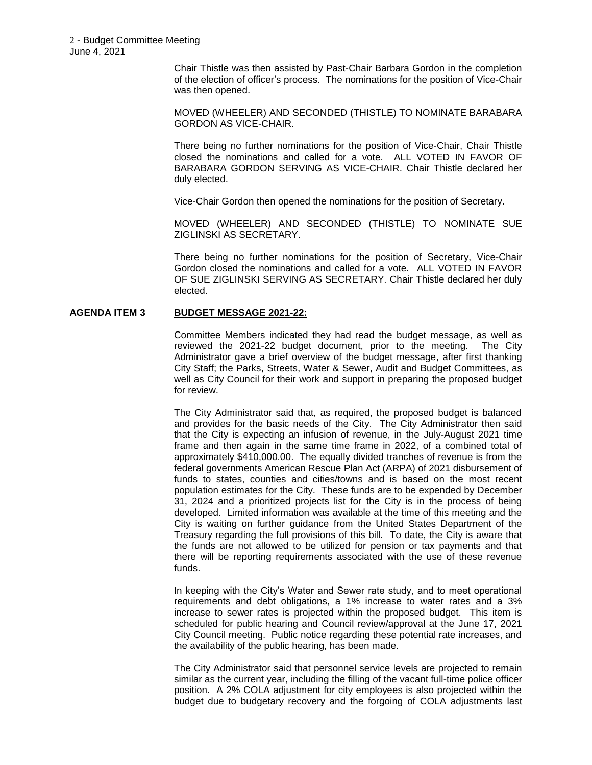Chair Thistle was then assisted by Past-Chair Barbara Gordon in the completion of the election of officer's process. The nominations for the position of Vice-Chair was then opened.

MOVED (WHEELER) AND SECONDED (THISTLE) TO NOMINATE BARABARA GORDON AS VICE-CHAIR.

There being no further nominations for the position of Vice-Chair, Chair Thistle closed the nominations and called for a vote. ALL VOTED IN FAVOR OF BARABARA GORDON SERVING AS VICE-CHAIR. Chair Thistle declared her duly elected.

Vice-Chair Gordon then opened the nominations for the position of Secretary.

MOVED (WHEELER) AND SECONDED (THISTLE) TO NOMINATE SUE ZIGLINSKI AS SECRETARY.

There being no further nominations for the position of Secretary, Vice-Chair Gordon closed the nominations and called for a vote. ALL VOTED IN FAVOR OF SUE ZIGLINSKI SERVING AS SECRETARY. Chair Thistle declared her duly elected.

**AGENDA ITEM 3** **BUDGET MESSAGE 2021-22:**

Committee Members indicated they had read the budget message, as well as reviewed the 2021-22 budget document, prior to the meeting. The City Administrator gave a brief overview of the budget message, after first thanking City Staff; the Parks, Streets, Water & Sewer, Audit and Budget Committees, as well as City Council for their work and support in preparing the proposed budget for review.

The City Administrator said that, as required, the proposed budget is balanced and provides for the basic needs of the City. The City Administrator then said that the City is expecting an infusion of revenue, in the July-August 2021 time frame and then again in the same time frame in 2022, of a combined total of approximately $410,000.00. The equally divided tranches of revenue is from the federal governments American Rescue Plan Act (ARPA) of 2021 disbursement of funds to states, counties and cities/towns and is based on the most recent population estimates for the City. These funds are to be expended by December 31, 2024 and a prioritized projects list for the City is in the process of being developed. Limited information was available at the time of this meeting and the City is waiting on further guidance from the United States Department of the Treasury regarding the full provisions of this bill. To date, the City is aware that the funds are not allowed to be utilized for pension or tax payments and that there will be reporting requirements associated with the use of these revenue funds.

In keeping with the City's Water and Sewer rate study, and to meet operational requirements and debt obligations, a 1% increase to water rates and a 3% increase to sewer rates is projected within the proposed budget. This item is scheduled for public hearing and Council review/approval at the June 17, 2021 City Council meeting. Public notice regarding these potential rate increases, and the availability of the public hearing, has been made.

The City Administrator said that personnel service levels are projected to remain similar as the current year, including the filling of the vacant full-time police officer position. A 2% COLA adjustment for city employees is also projected within the budget due to budgetary recovery and the forgoing of COLA adjustments last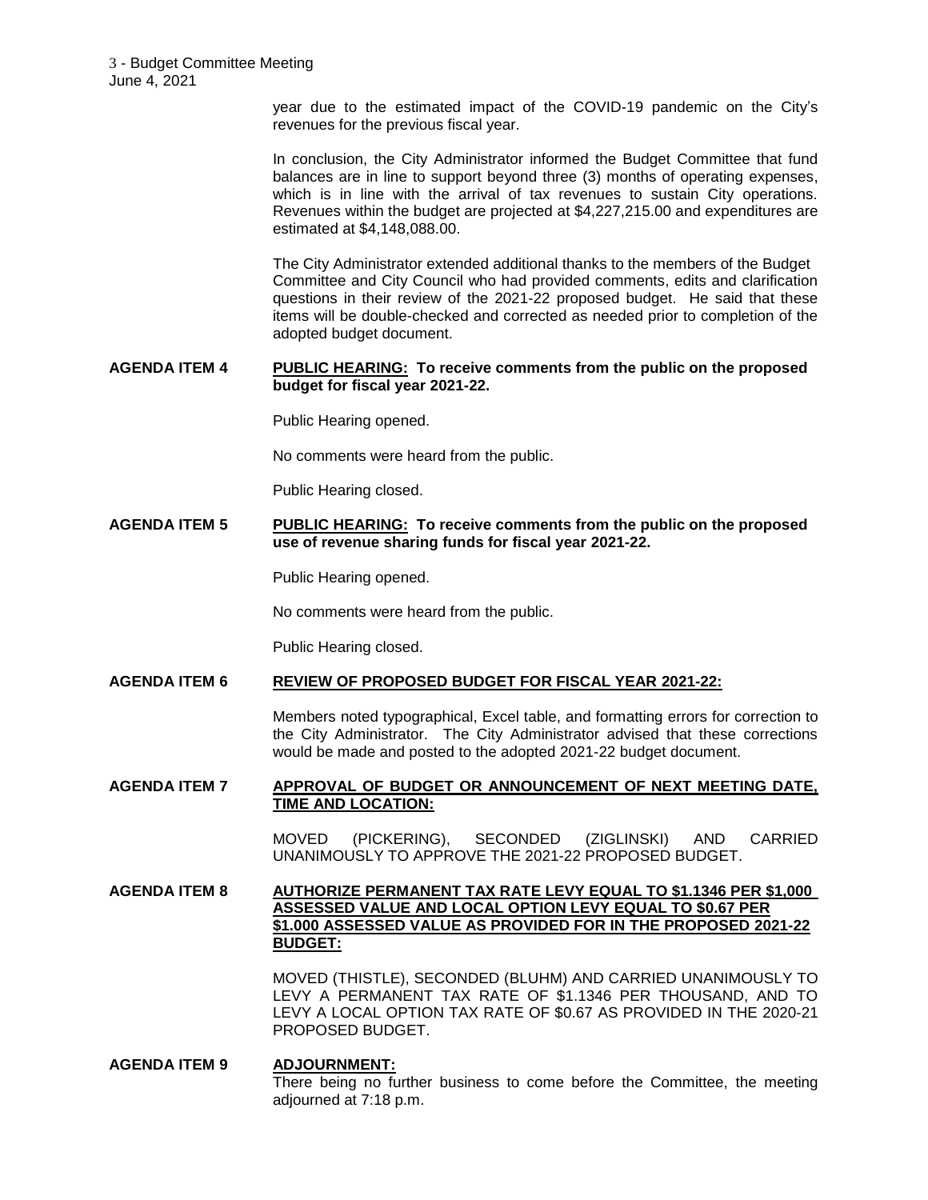year due to the estimated impact of the COVID-19 pandemic on the City's revenues for the previous fiscal year.

In conclusion, the City Administrator informed the Budget Committee that fund balances are in line to support beyond three (3) months of operating expenses, which is in line with the arrival of tax revenues to sustain City operations. Revenues within the budget are projected at $4,227,215.00 and expenditures are estimated at $4,148,088.00.

The City Administrator extended additional thanks to the members of the Budget Committee and City Council who had provided comments, edits and clarification questions in their review of the 2021-22 proposed budget. He said that these items will be double-checked and corrected as needed prior to completion of the adopted budget document.

**AGENDA ITEM 4** **PUBLIC HEARING: To receive comments from the public on the proposed budget for fiscal year 2021-22.**

Public Hearing opened.

No comments were heard from the public.

Public Hearing closed.

**AGENDA ITEM 5** **PUBLIC HEARING: To receive comments from the public on the proposed use of revenue sharing funds for fiscal year 2021-22.**

Public Hearing opened.

No comments were heard from the public.

Public Hearing closed.

**AGENDA ITEM 6** **REVIEW OF PROPOSED BUDGET FOR FISCAL YEAR 2021-22:**

Members noted typographical, Excel table, and formatting errors for correction to the City Administrator. The City Administrator advised that these corrections would be made and posted to the adopted 2021-22 budget document.

**AGENDA ITEM 7** **APPROVAL OF BUDGET OR ANNOUNCEMENT OF NEXT MEETING DATE, TIME AND LOCATION:**

MOVED (PICKERING), SECONDED (ZIGLINSKI) AND CARRIED UNANIMOUSLY TO APPROVE THE 2021-22 PROPOSED BUDGET.

**AGENDA ITEM 8** **AUTHORIZE PERMANENT TAX RATE LEVY EQUAL TO $1.1346 PER $1,000 ASSESSED VALUE AND LOCAL OPTION LEVY EQUAL TO $0.67 PER $1.000 ASSESSED VALUE AS PROVIDED FOR IN THE PROPOSED 2021-22 BUDGET:**

MOVED (THISTLE), SECONDED (BLUHM) AND CARRIED UNANIMOUSLY TO LEVY A PERMANENT TAX RATE OF $1.1346 PER THOUSAND, AND TO LEVY A LOCAL OPTION TAX RATE OF $0.67 AS PROVIDED IN THE 2020-21 PROPOSED BUDGET.

**AGENDA ITEM 9** **ADJOURNMENT:**

There being no further business to come before the Committee, the meeting adjourned at 7:18 p.m.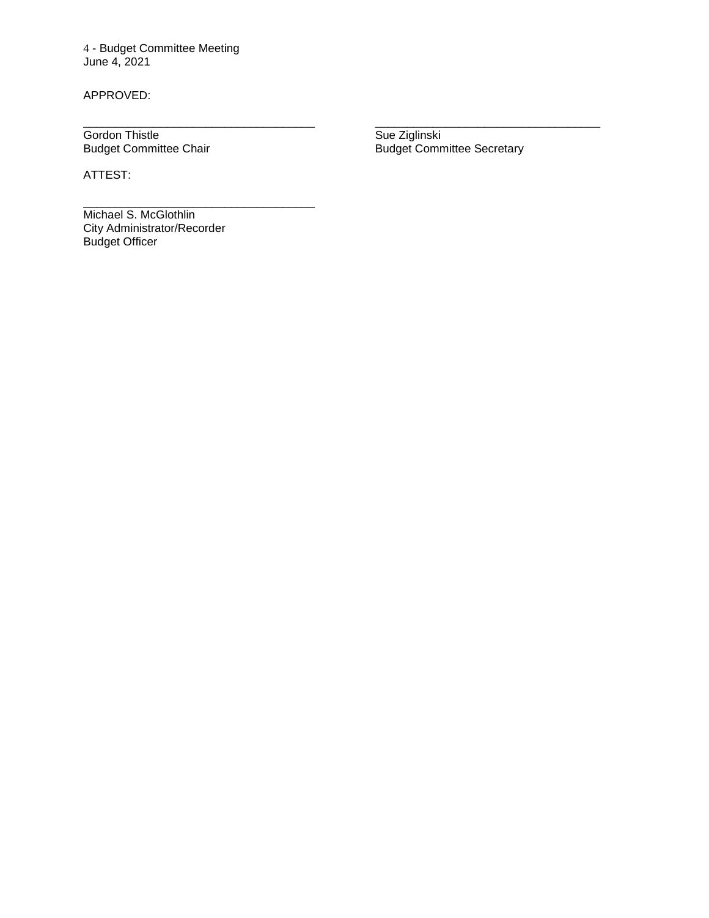APPROVED:

\_\_\_\_\_\_\_\_\_\_\_\_\_\_\_\_\_\_\_\_\_\_\_\_\_\_\_\_\_\_\_\_\_\_\_\_
Gordon Thistle
Budget Committee Chair

\_\_\_\_\_\_\_\_\_\_\_\_\_\_\_\_\_\_\_\_\_\_\_\_\_\_\_\_\_\_\_\_\_\_\_\_
Sue Ziglinski
Budget Committee Secretary

ATTEST:

\_\_\_\_\_\_\_\_\_\_\_\_\_\_\_\_\_\_\_\_\_\_\_\_\_\_\_\_\_\_\_\_\_\_\_\_
Michael S. McGlothlin
City Administrator/Recorder
Budget Officer